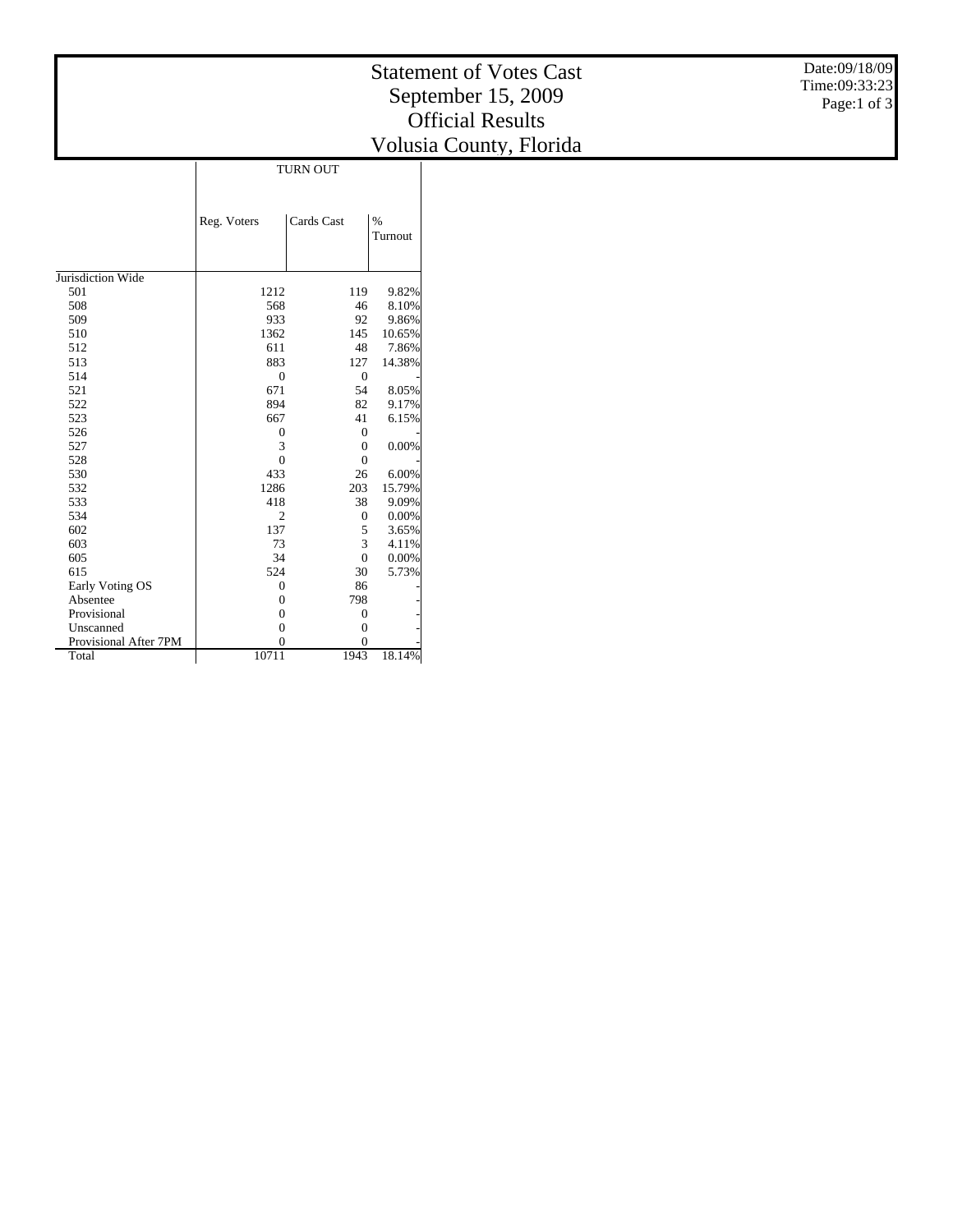# Statement of Votes Cast
# September 15, 2009
# Official Results
# Volusia County, Florida

Date:09/18/09
Time:09:33:23

| | TURN OUT | | |
|---|---|---|---|
| | Reg. Voters | Cards Cast | % Turnout |
| Jurisdiction Wide | | | |
| 501 | 1212 | 119 | 9.82% |
| 508 | 568 | 46 | 8.10% |
| 509 | 933 | 92 | 9.86% |
| 510 | 1362 | 145 | 10.65% |
| 512 | 611 | 48 | 7.86% |
| 513 | 883 | 127 | 14.38% |
| 514 | 0 | 0 | - |
| 521 | 671 | 54 | 8.05% |
| 522 | 894 | 82 | 9.17% |
| 523 | 667 | 41 | 6.15% |
| 526 | 0 | 0 | - |
| 527 | 3 | 0 | 0.00% |
| 528 | 0 | 0 | - |
| 530 | 433 | 26 | 6.00% |
| 532 | 1286 | 203 | 15.79% |
| 533 | 418 | 38 | 9.09% |
| 534 | 2 | 0 | 0.00% |
| 602 | 137 | 5 | 3.65% |
| 603 | 73 | 3 | 4.11% |
| 605 | 34 | 0 | 0.00% |
| 615 | 524 | 30 | 5.73% |
| Early Voting OS | 0 | 86 | - |
| Absentee | 0 | 798 | - |
| Provisional | 0 | 0 | - |
| Unscanned | 0 | 0 | - |
| Provisional After 7PM | 0 | 0 | - |
| Total | 10711 | 1943 | 18.14% |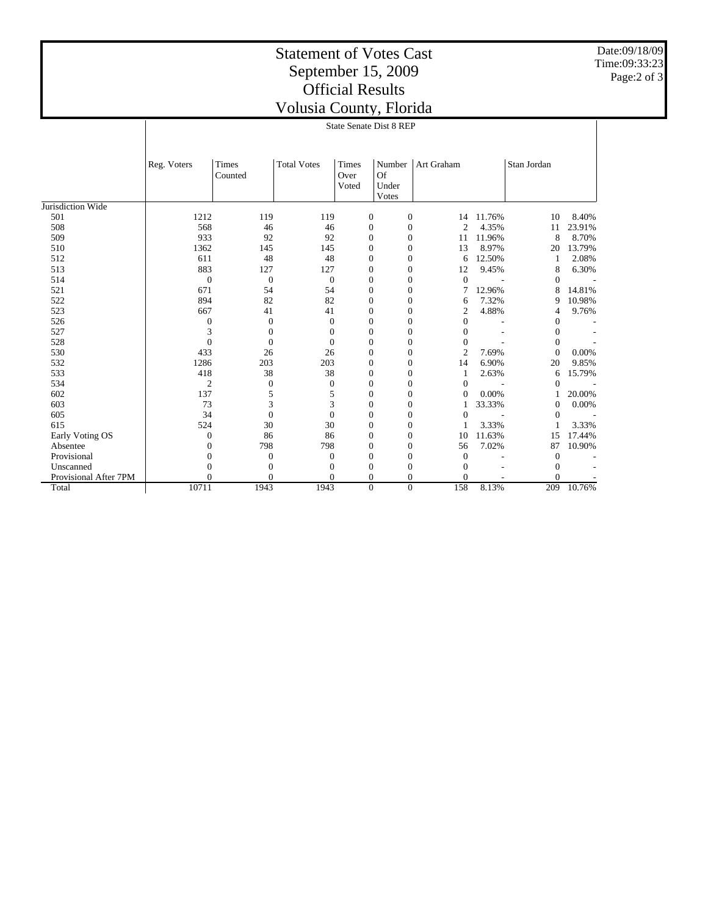# Statement of Votes Cast
## September 15, 2009
## Official Results
## Volusia County, Florida

Date:09/18/09
Time:09:33:23

State Senate Dist 8 REP

| | Reg. Voters | Times Counted | Total Votes | Times Over Voted | Number Of Under Votes | Art Graham | | Stan Jordan | |
|---|---|---|---|---|---|---|---|---|---|
| Jurisdiction Wide | | | | | | | | | |
| 501 | 1212 | 119 | 119 | 0 | 0 | 14 | 11.76% | 10 | 8.40% |
| 508 | 568 | 46 | 46 | 0 | 0 | 2 | 4.35% | 11 | 23.91% |
| 509 | 933 | 92 | 92 | 0 | 0 | 11 | 11.96% | 8 | 8.70% |
| 510 | 1362 | 145 | 145 | 0 | 0 | 13 | 8.97% | 20 | 13.79% |
| 512 | 611 | 48 | 48 | 0 | 0 | 6 | 12.50% | 1 | 2.08% |
| 513 | 883 | 127 | 127 | 0 | 0 | 12 | 9.45% | 8 | 6.30% |
| 514 | 0 | 0 | 0 | 0 | 0 | 0 | - | 0 | - |
| 521 | 671 | 54 | 54 | 0 | 0 | 7 | 12.96% | 8 | 14.81% |
| 522 | 894 | 82 | 82 | 0 | 0 | 6 | 7.32% | 9 | 10.98% |
| 523 | 667 | 41 | 41 | 0 | 0 | 2 | 4.88% | 4 | 9.76% |
| 526 | 0 | 0 | 0 | 0 | 0 | 0 | - | 0 | - |
| 527 | 3 | 0 | 0 | 0 | 0 | 0 | - | 0 | - |
| 528 | 0 | 0 | 0 | 0 | 0 | 0 | - | 0 | - |
| 530 | 433 | 26 | 26 | 0 | 0 | 2 | 7.69% | 0 | 0.00% |
| 532 | 1286 | 203 | 203 | 0 | 0 | 14 | 6.90% | 20 | 9.85% |
| 533 | 418 | 38 | 38 | 0 | 0 | 1 | 2.63% | 6 | 15.79% |
| 534 | 2 | 0 | 0 | 0 | 0 | 0 | - | 0 | - |
| 602 | 137 | 5 | 5 | 0 | 0 | 0 | 0.00% | 1 | 20.00% |
| 603 | 73 | 3 | 3 | 0 | 0 | 1 | 33.33% | 0 | 0.00% |
| 605 | 34 | 0 | 0 | 0 | 0 | 0 | - | 0 | - |
| 615 | 524 | 30 | 30 | 0 | 0 | 1 | 3.33% | 1 | 3.33% |
| Early Voting OS | 0 | 86 | 86 | 0 | 0 | 10 | 11.63% | 15 | 17.44% |
| Absentee | 0 | 798 | 798 | 0 | 0 | 56 | 7.02% | 87 | 10.90% |
| Provisional | 0 | 0 | 0 | 0 | 0 | 0 | - | 0 | - |
| Unscanned | 0 | 0 | 0 | 0 | 0 | 0 | - | 0 | - |
| Provisional After 7PM | 0 | 0 | 0 | 0 | 0 | 0 | - | 0 | - |
| Total | 10711 | 1943 | 1943 | 0 | 0 | 158 | 8.13% | 209 | 10.76% |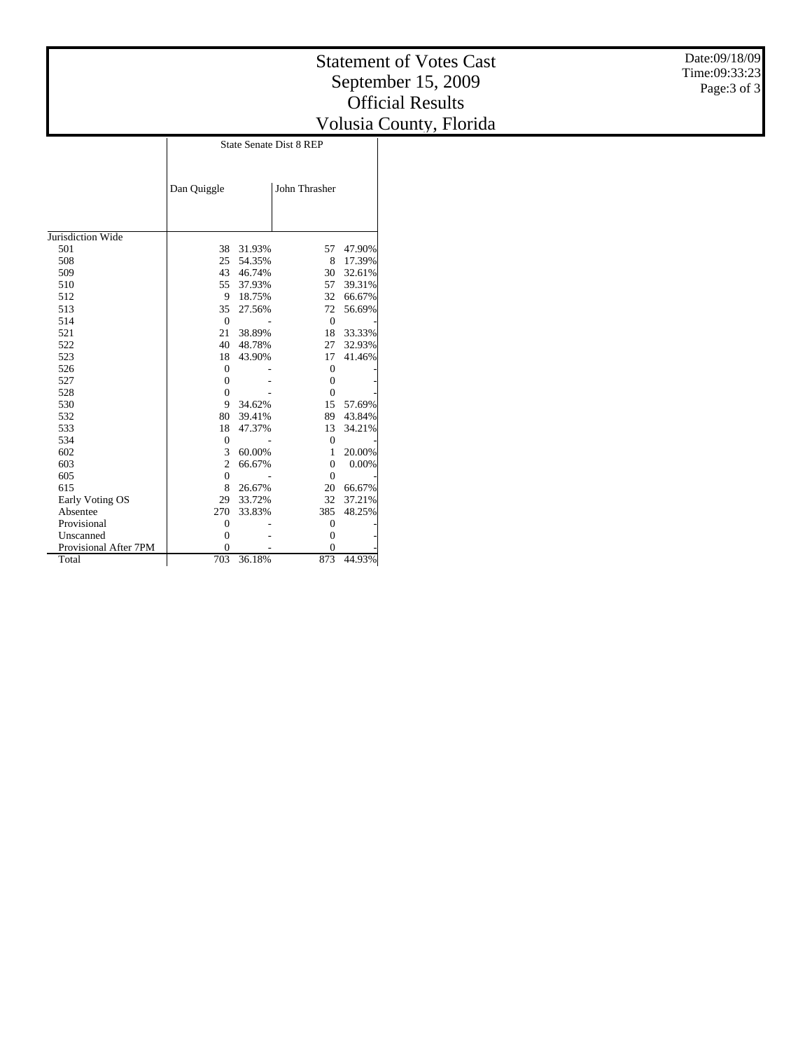# Statement of Votes Cast
# September 15, 2009
# Official Results
# Volusia County, Florida

Date:09/18/09
Time:09:33:23

| | State Senate Dist 8 REP | | | |
|---|---|---|---|---|
| | Dan Quiggle | | John Thrasher | |
| Jurisdiction Wide | | | | |
| 501 | 38 | 31.93% | 57 | 47.90% |
| 508 | 25 | 54.35% | 8 | 17.39% |
| 509 | 43 | 46.74% | 30 | 32.61% |
| 510 | 55 | 37.93% | 57 | 39.31% |
| 512 | 9 | 18.75% | 32 | 66.67% |
| 513 | 35 | 27.56% | 72 | 56.69% |
| 514 | 0 | - | 0 | - |
| 521 | 21 | 38.89% | 18 | 33.33% |
| 522 | 40 | 48.78% | 27 | 32.93% |
| 523 | 18 | 43.90% | 17 | 41.46% |
| 526 | 0 | - | 0 | - |
| 527 | 0 | - | 0 | - |
| 528 | 0 | - | 0 | - |
| 530 | 9 | 34.62% | 15 | 57.69% |
| 532 | 80 | 39.41% | 89 | 43.84% |
| 533 | 18 | 47.37% | 13 | 34.21% |
| 534 | 0 | - | 0 | - |
| 602 | 3 | 60.00% | 1 | 20.00% |
| 603 | 2 | 66.67% | 0 | 0.00% |
| 605 | 0 | - | 0 | - |
| 615 | 8 | 26.67% | 20 | 66.67% |
| Early Voting OS | 29 | 33.72% | 32 | 37.21% |
| Absentee | 270 | 33.83% | 385 | 48.25% |
| Provisional | 0 | - | 0 | - |
| Unscanned | 0 | - | 0 | - |
| Provisional After 7PM | 0 | - | 0 | - |
| Total | 703 | 36.18% | 873 | 44.93% |